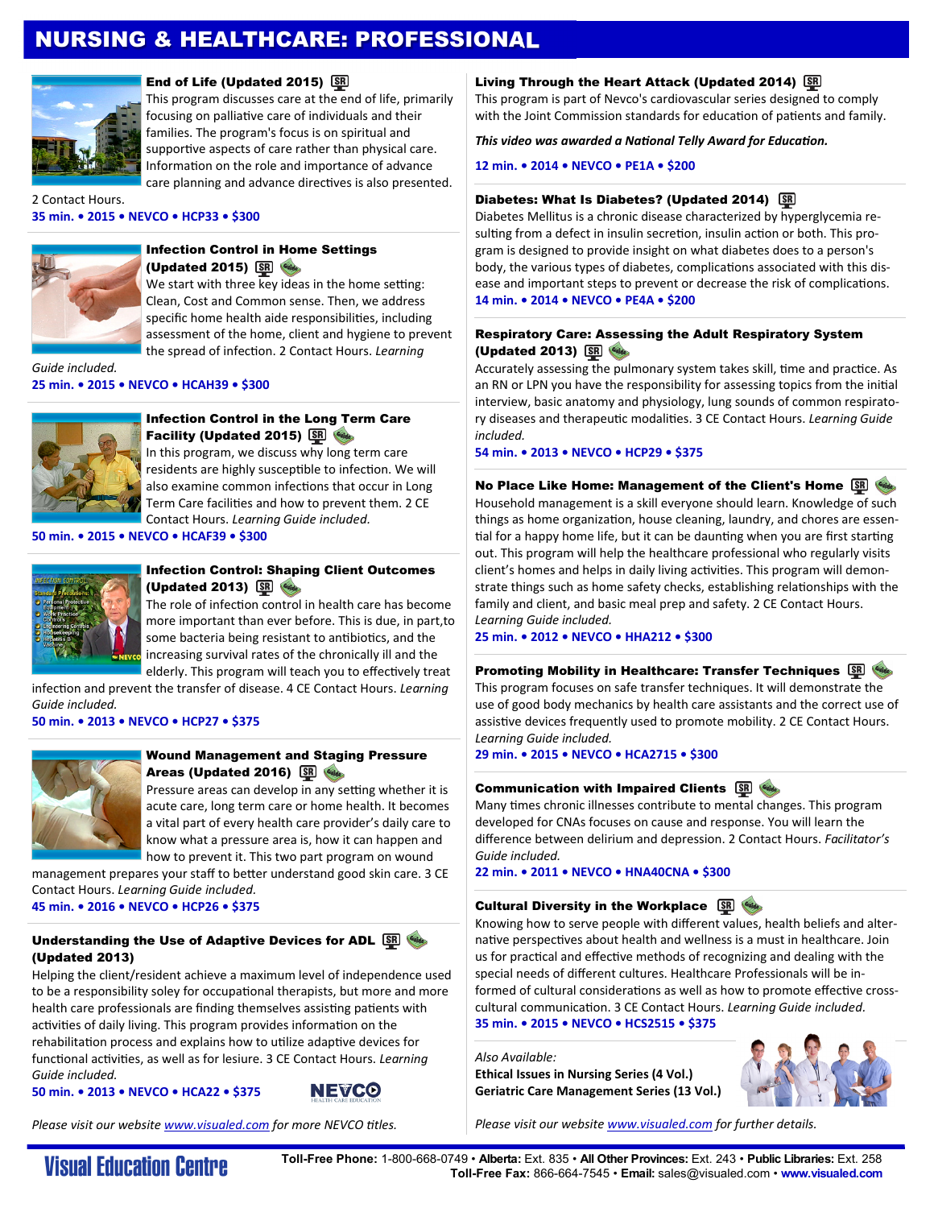# NURSING & HEALTHCARE: PROFESSIONAL

### End of Life (Updated 2015)

This program discusses care at the end of life, primarily focusing on palliative care of individuals and their families. The program's focus is on spiritual and supportive aspects of care rather than physical care. Information on the role and importance of advance care planning and advance directives is also presented. 2 Contact Hours.

**35 min. • 2015 • NEVCO • HCP33 • $300**

### Infection Control in Home Settings (Updated 2015)

We start with three key ideas in the home setting: Clean, Cost and Common sense. Then, we address specific home health aide responsibilities, including assessment of the home, client and hygiene to prevent the spread of infection. 2 Contact Hours. *Learning Guide included.*

**25 min. • 2015 • NEVCO • HCAH39 • $300**

### Infection Control in the Long Term Care Facility (Updated 2015)

In this program, we discuss why long term care residents are highly susceptible to infection. We will also examine common infections that occur in Long Term Care facilities and how to prevent them. 2 CE Contact Hours. *Learning Guide included.*

**50 min. • 2015 • NEVCO • HCAF39 • $300**

### Infection Control: Shaping Client Outcomes (Updated 2013)

The role of infection control in health care has become more important than ever before. This is due, in part,to some bacteria being resistant to antibiotics, and the increasing survival rates of the chronically ill and the elderly. This program will teach you to effectively treat infection and prevent the transfer of disease. 4 CE Contact Hours. *Learning Guide included.*

**50 min. • 2013 • NEVCO • HCP27 • $375**

### Wound Management and Staging Pressure Areas (Updated 2016)

Pressure areas can develop in any setting whether it is acute care, long term care or home health. It becomes a vital part of every health care provider's daily care to know what a pressure area is, how it can happen and how to prevent it. This two part program on wound management prepares your staff to better understand good skin care. 3 CE Contact Hours. *Learning Guide included.*

**45 min. • 2016 • NEVCO • HCP26 • $375**

### Understanding the Use of Adaptive Devices for ADL (Updated 2013)

Helping the client/resident achieve a maximum level of independence used to be a responsibility soley for occupational therapists, but more and more health care professionals are finding themselves assisting patients with activities of daily living. This program provides information on the rehabilitation process and explains how to utilize adaptive devices for functional activities, as well as for lesiure. 3 CE Contact Hours. *Learning Guide included.*

**50 min. • 2013 • NEVCO • HCA22 • $375**

*Please visit our website www.visualed.com for more NEVCO titles.*

### Living Through the Heart Attack (Updated 2014)

This program is part of Nevco's cardiovascular series designed to comply with the Joint Commission standards for education of patients and family.

***This video was awarded a National Telly Award for Education.***

**12 min. • 2014 • NEVCO • PE1A • $200**

### Diabetes: What Is Diabetes? (Updated 2014)

Diabetes Mellitus is a chronic disease characterized by hyperglycemia resulting from a defect in insulin secretion, insulin action or both. This program is designed to provide insight on what diabetes does to a person's body, the various types of diabetes, complications associated with this disease and important steps to prevent or decrease the risk of complications.

**14 min. • 2014 • NEVCO • PE4A • $200**

### Respiratory Care: Assessing the Adult Respiratory System (Updated 2013)

Accurately assessing the pulmonary system takes skill, time and practice. As an RN or LPN you have the responsibility for assessing topics from the initial interview, basic anatomy and physiology, lung sounds of common respiratory diseases and therapeutic modalities. 3 CE Contact Hours. *Learning Guide included.*

**54 min. • 2013 • NEVCO • HCP29 • $375**

### No Place Like Home: Management of the Client's Home

Household management is a skill everyone should learn. Knowledge of such things as home organization, house cleaning, laundry, and chores are essential for a happy home life, but it can be daunting when you are first starting out. This program will help the healthcare professional who regularly visits client's homes and helps in daily living activities. This program will demonstrate things such as home safety checks, establishing relationships with the family and client, and basic meal prep and safety. 2 CE Contact Hours. *Learning Guide included.*

**25 min. • 2012 • NEVCO • HHA212 • $300**

### Promoting Mobility in Healthcare: Transfer Techniques

This program focuses on safe transfer techniques. It will demonstrate the use of good body mechanics by health care assistants and the correct use of assistive devices frequently used to promote mobility. 2 CE Contact Hours. *Learning Guide included.*

**29 min. • 2015 • NEVCO • HCA2715 • $300**

### Communication with Impaired Clients

Many times chronic illnesses contribute to mental changes. This program developed for CNAs focuses on cause and response. You will learn the difference between delirium and depression. 2 Contact Hours. *Facilitator's Guide included.*

**22 min. • 2011 • NEVCO • HNA40CNA • $300**

### Cultural Diversity in the Workplace

Knowing how to serve people with different values, health beliefs and alternative perspectives about health and wellness is a must in healthcare. Join us for practical and effective methods of recognizing and dealing with the special needs of different cultures. Healthcare Professionals will be informed of cultural considerations as well as how to promote effective cross-cultural communication. 3 CE Contact Hours. *Learning Guide included.*

**35 min. • 2015 • NEVCO • HCS2515 • $375**

*Also Available:*

**Ethical Issues in Nursing Series (4 Vol.)**
**Geriatric Care Management Series (13 Vol.)**

*Please visit our website www.visualed.com for further details.*

**Visual Education Centre**

**Toll-Free Phone:** 1-800-668-0749 • **Alberta:** Ext. 835 • **All Other Provinces:** Ext. 243 • **Public Libraries:** Ext. 258
**Toll-Free Fax:** 866-664-7545 • **Email:** sales@visualed.com • **www.visualed.com**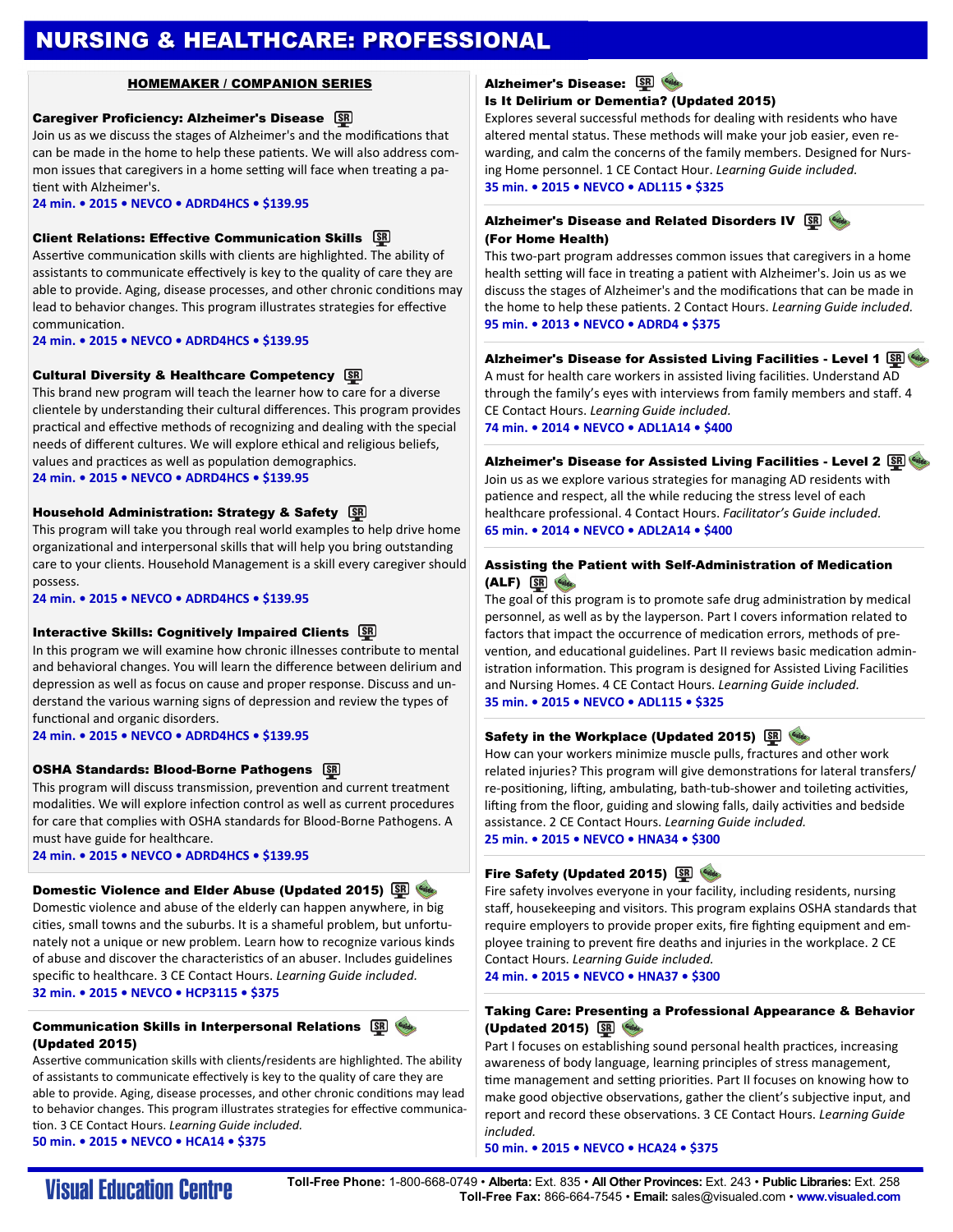# NURSING & HEALTHCARE: PROFESSIONAL

## HOMEMAKER / COMPANION SERIES

### Caregiver Proficiency: Alzheimer's Disease

Join us as we discuss the stages of Alzheimer's and the modifications that can be made in the home to help these patients. We will also address common issues that caregivers in a home setting will face when treating a patient with Alzheimer's.

**24 min. • 2015 • NEVCO • ADRD4HCS • $139.95**

### Client Relations: Effective Communication Skills

Assertive communication skills with clients are highlighted. The ability of assistants to communicate effectively is key to the quality of care they are able to provide. Aging, disease processes, and other chronic conditions may lead to behavior changes. This program illustrates strategies for effective communication.

**24 min. • 2015 • NEVCO • ADRD4HCS • $139.95**

### Cultural Diversity & Healthcare Competency

This brand new program will teach the learner how to care for a diverse clientele by understanding their cultural differences. This program provides practical and effective methods of recognizing and dealing with the special needs of different cultures. We will explore ethical and religious beliefs, values and practices as well as population demographics.

**24 min. • 2015 • NEVCO • ADRD4HCS • $139.95**

### Household Administration: Strategy & Safety

This program will take you through real world examples to help drive home organizational and interpersonal skills that will help you bring outstanding care to your clients. Household Management is a skill every caregiver should possess.

**24 min. • 2015 • NEVCO • ADRD4HCS • $139.95**

### Interactive Skills: Cognitively Impaired Clients

In this program we will examine how chronic illnesses contribute to mental and behavioral changes. You will learn the difference between delirium and depression as well as focus on cause and proper response. Discuss and understand the various warning signs of depression and review the types of functional and organic disorders.

**24 min. • 2015 • NEVCO • ADRD4HCS • $139.95**

### OSHA Standards: Blood-Borne Pathogens

This program will discuss transmission, prevention and current treatment modalities. We will explore infection control as well as current procedures for care that complies with OSHA standards for Blood-Borne Pathogens. A must have guide for healthcare.

**24 min. • 2015 • NEVCO • ADRD4HCS • $139.95**

### Domestic Violence and Elder Abuse (Updated 2015)

Domestic violence and abuse of the elderly can happen anywhere, in big cities, small towns and the suburbs. It is a shameful problem, but unfortunately not a unique or new problem. Learn how to recognize various kinds of abuse and discover the characteristics of an abuser. Includes guidelines specific to healthcare. 3 CE Contact Hours. *Learning Guide included.*

**32 min. • 2015 • NEVCO • HCP3115 • $375**

### Communication Skills in Interpersonal Relations (Updated 2015)

Assertive communication skills with clients/residents are highlighted. The ability of assistants to communicate effectively is key to the quality of care they are able to provide. Aging, disease processes, and other chronic conditions may lead to behavior changes. This program illustrates strategies for effective communication. 3 CE Contact Hours. *Learning Guide included.*

**50 min. • 2015 • NEVCO • HCA14 • $375**

### Alzheimer's Disease: Is It Delirium or Dementia? (Updated 2015)

Explores several successful methods for dealing with residents who have altered mental status. These methods will make your job easier, even rewarding, and calm the concerns of the family members. Designed for Nursing Home personnel. 1 CE Contact Hour. *Learning Guide included.*

**35 min. • 2015 • NEVCO • ADL115 • $325**

### Alzheimer's Disease and Related Disorders IV (For Home Health)

This two-part program addresses common issues that caregivers in a home health setting will face in treating a patient with Alzheimer's. Join us as we discuss the stages of Alzheimer's and the modifications that can be made in the home to help these patients. 2 Contact Hours. *Learning Guide included.*

**95 min. • 2013 • NEVCO • ADRD4 • $375**

### Alzheimer's Disease for Assisted Living Facilities - Level 1

A must for health care workers in assisted living facilities. Understand AD through the family's eyes with interviews from family members and staff. 4 CE Contact Hours. *Learning Guide included.*

**74 min. • 2014 • NEVCO • ADL1A14 • $400**

### Alzheimer's Disease for Assisted Living Facilities - Level 2

Join us as we explore various strategies for managing AD residents with patience and respect, all the while reducing the stress level of each healthcare professional. 4 Contact Hours. *Facilitator's Guide included.*

**65 min. • 2014 • NEVCO • ADL2A14 • $400**

### Assisting the Patient with Self-Administration of Medication (ALF)

The goal of this program is to promote safe drug administration by medical personnel, as well as by the layperson. Part I covers information related to factors that impact the occurrence of medication errors, methods of prevention, and educational guidelines. Part II reviews basic medication administration information. This program is designed for Assisted Living Facilities and Nursing Homes. 4 CE Contact Hours. *Learning Guide included.*

**35 min. • 2015 • NEVCO • ADL115 • $325**

### Safety in the Workplace (Updated 2015)

How can your workers minimize muscle pulls, fractures and other work related injuries? This program will give demonstrations for lateral transfers/re-positioning, lifting, ambulating, bath-tub-shower and toileting activities, lifting from the floor, guiding and slowing falls, daily activities and bedside assistance. 2 CE Contact Hours. *Learning Guide included.*

**25 min. • 2015 • NEVCO • HNA34 • $300**

### Fire Safety (Updated 2015)

Fire safety involves everyone in your facility, including residents, nursing staff, housekeeping and visitors. This program explains OSHA standards that require employers to provide proper exits, fire fighting equipment and employee training to prevent fire deaths and injuries in the workplace. 2 CE Contact Hours. *Learning Guide included.*

**24 min. • 2015 • NEVCO • HNA37 • $300**

### Taking Care: Presenting a Professional Appearance & Behavior (Updated 2015)

Part I focuses on establishing sound personal health practices, increasing awareness of body language, learning principles of stress management, time management and setting priorities. Part II focuses on knowing how to make good objective observations, gather the client's subjective input, and report and record these observations. 3 CE Contact Hours. *Learning Guide included.*

**50 min. • 2015 • NEVCO • HCA24 • $375**

Visual Education Centre

**Toll-Free Phone:** 1-800-668-0749 • **Alberta:** Ext. 835 • **All Other Provinces:** Ext. 243 • **Public Libraries:** Ext. 258
**Toll-Free Fax:** 866-664-7545 • **Email:** sales@visualed.com • **www.visualed.com**